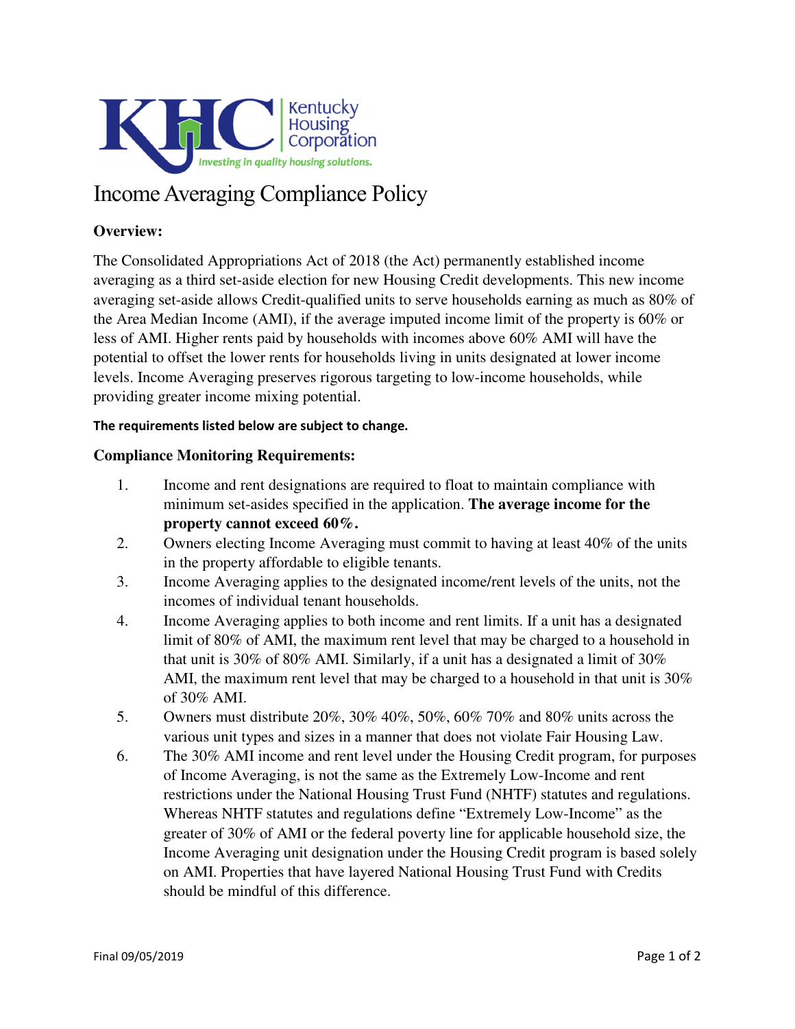Kentucky Housing Corporation

*Investing in quality housing solutions.*

# Income Averaging Compliance Policy

**Overview:**

The Consolidated Appropriations Act of 2018 (the Act) permanently established income averaging as a third set-aside election for new Housing Credit developments. This new income averaging set-aside allows Credit-qualified units to serve households earning as much as 80% of the Area Median Income (AMI), if the average imputed income limit of the property is 60% or less of AMI. Higher rents paid by households with incomes above 60% AMI will have the potential to offset the lower rents for households living in units designated at lower income levels. Income Averaging preserves rigorous targeting to low-income households, while providing greater income mixing potential.

**The requirements listed below are subject to change.**

**Compliance Monitoring Requirements:**

1. Income and rent designations are required to float to maintain compliance with minimum set-asides specified in the application. **The average income for the property cannot exceed 60%.**
2. Owners electing Income Averaging must commit to having at least 40% of the units in the property affordable to eligible tenants.
3. Income Averaging applies to the designated income/rent levels of the units, not the incomes of individual tenant households.
4. Income Averaging applies to both income and rent limits. If a unit has a designated limit of 80% of AMI, the maximum rent level that may be charged to a household in that unit is 30% of 80% AMI. Similarly, if a unit has a designated a limit of 30% AMI, the maximum rent level that may be charged to a household in that unit is 30% of 30% AMI.
5. Owners must distribute 20%, 30% 40%, 50%, 60% 70% and 80% units across the various unit types and sizes in a manner that does not violate Fair Housing Law.
6. The 30% AMI income and rent level under the Housing Credit program, for purposes of Income Averaging, is not the same as the Extremely Low-Income and rent restrictions under the National Housing Trust Fund (NHTF) statutes and regulations. Whereas NHTF statutes and regulations define "Extremely Low-Income" as the greater of 30% of AMI or the federal poverty line for applicable household size, the Income Averaging unit designation under the Housing Credit program is based solely on AMI. Properties that have layered National Housing Trust Fund with Credits should be mindful of this difference.

Final 09/05/2019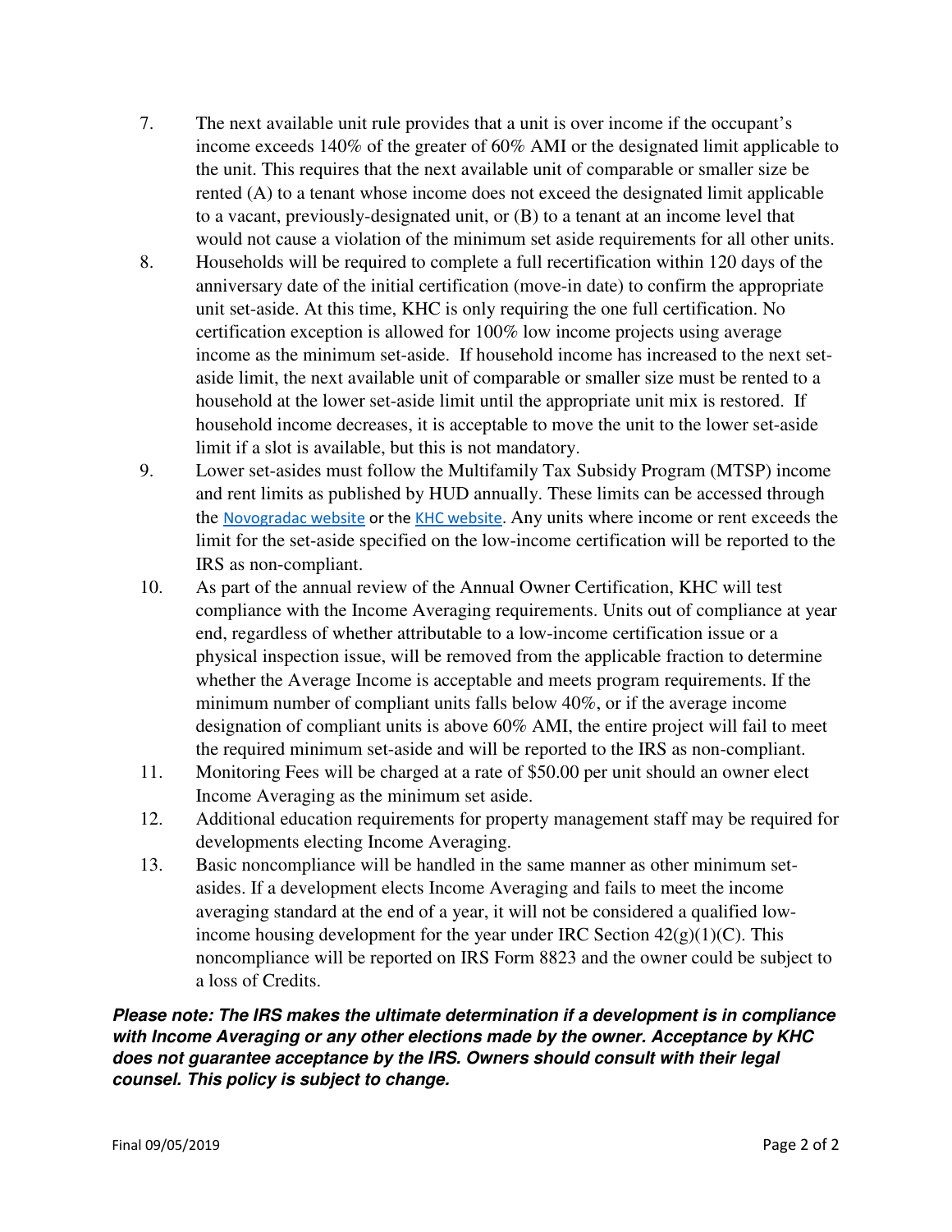7. The next available unit rule provides that a unit is over income if the occupant's income exceeds 140% of the greater of 60% AMI or the designated limit applicable to the unit. This requires that the next available unit of comparable or smaller size be rented (A) to a tenant whose income does not exceed the designated limit applicable to a vacant, previously-designated unit, or (B) to a tenant at an income level that would not cause a violation of the minimum set aside requirements for all other units.
8. Households will be required to complete a full recertification within 120 days of the anniversary date of the initial certification (move-in date) to confirm the appropriate unit set-aside. At this time, KHC is only requiring the one full certification. No certification exception is allowed for 100% low income projects using average income as the minimum set-aside. If household income has increased to the next set-aside limit, the next available unit of comparable or smaller size must be rented to a household at the lower set-aside limit until the appropriate unit mix is restored. If household income decreases, it is acceptable to move the unit to the lower set-aside limit if a slot is available, but this is not mandatory.
9. Lower set-asides must follow the Multifamily Tax Subsidy Program (MTSP) income and rent limits as published by HUD annually. These limits can be accessed through the Novogradac website or the KHC website. Any units where income or rent exceeds the limit for the set-aside specified on the low-income certification will be reported to the IRS as non-compliant.
10. As part of the annual review of the Annual Owner Certification, KHC will test compliance with the Income Averaging requirements. Units out of compliance at year end, regardless of whether attributable to a low-income certification issue or a physical inspection issue, will be removed from the applicable fraction to determine whether the Average Income is acceptable and meets program requirements. If the minimum number of compliant units falls below 40%, or if the average income designation of compliant units is above 60% AMI, the entire project will fail to meet the required minimum set-aside and will be reported to the IRS as non-compliant.
11. Monitoring Fees will be charged at a rate of $50.00 per unit should an owner elect Income Averaging as the minimum set aside.
12. Additional education requirements for property management staff may be required for developments electing Income Averaging.
13. Basic noncompliance will be handled in the same manner as other minimum set-asides. If a development elects Income Averaging and fails to meet the income averaging standard at the end of a year, it will not be considered a qualified low-income housing development for the year under IRC Section 42(g)(1)(C). This noncompliance will be reported on IRS Form 8823 and the owner could be subject to a loss of Credits.

***Please note: The IRS makes the ultimate determination if a development is in compliance with Income Averaging or any other elections made by the owner. Acceptance by KHC does not guarantee acceptance by the IRS. Owners should consult with their legal counsel. This policy is subject to change.***

Final 09/05/2019